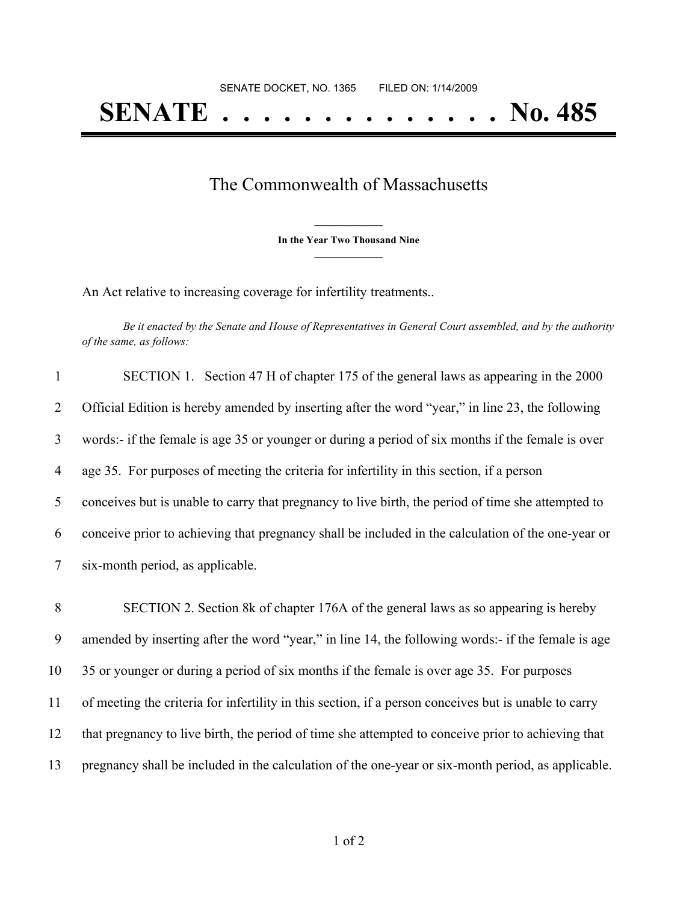SENATE DOCKET, NO. 1365 FILED ON: 1/14/2009

# SENATE . . . . . . . . . . . . . . No. 485

## The Commonwealth of Massachusetts

**In the Year Two Thousand Nine**

An Act relative to increasing coverage for infertility treatments..

*Be it enacted by the Senate and House of Representatives in General Court assembled, and by the authority of the same, as follows:*

1 SECTION 1. Section 47 H of chapter 175 of the general laws as appearing in the 2000
2 Official Edition is hereby amended by inserting after the word "year," in line 23, the following
3 words:- if the female is age 35 or younger or during a period of six months if the female is over
4 age 35. For purposes of meeting the criteria for infertility in this section, if a person
5 conceives but is unable to carry that pregnancy to live birth, the period of time she attempted to
6 conceive prior to achieving that pregnancy shall be included in the calculation of the one-year or
7 six-month period, as applicable.

8 SECTION 2. Section 8k of chapter 176A of the general laws as so appearing is hereby
9 amended by inserting after the word "year," in line 14, the following words:- if the female is age
10 35 or younger or during a period of six months if the female is over age 35. For purposes
11 of meeting the criteria for infertility in this section, if a person conceives but is unable to carry
12 that pregnancy to live birth, the period of time she attempted to conceive prior to achieving that
13 pregnancy shall be included in the calculation of the one-year or six-month period, as applicable.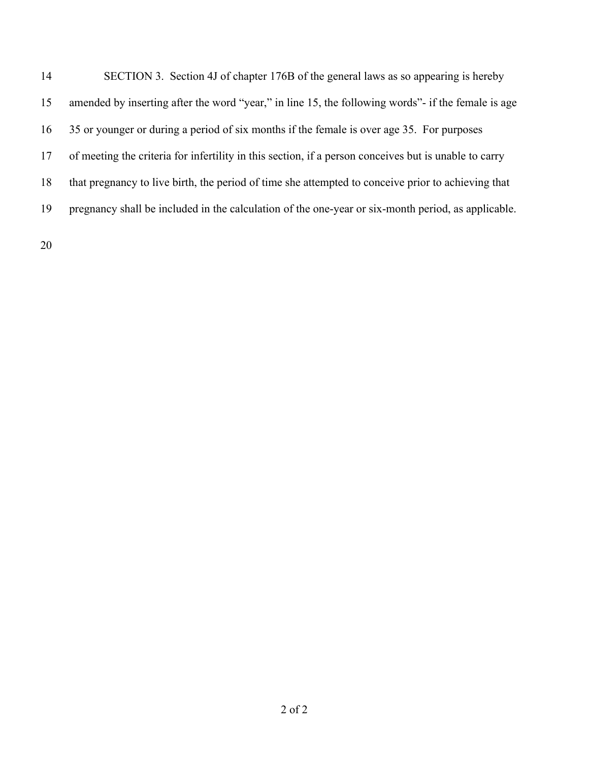SECTION 3. Section 4J of chapter 176B of the general laws as so appearing is hereby amended by inserting after the word "year," in line 15, the following words"- if the female is age 35 or younger or during a period of six months if the female is over age 35. For purposes of meeting the criteria for infertility in this section, if a person conceives but is unable to carry that pregnancy to live birth, the period of time she attempted to conceive prior to achieving that pregnancy shall be included in the calculation of the one-year or six-month period, as applicable.